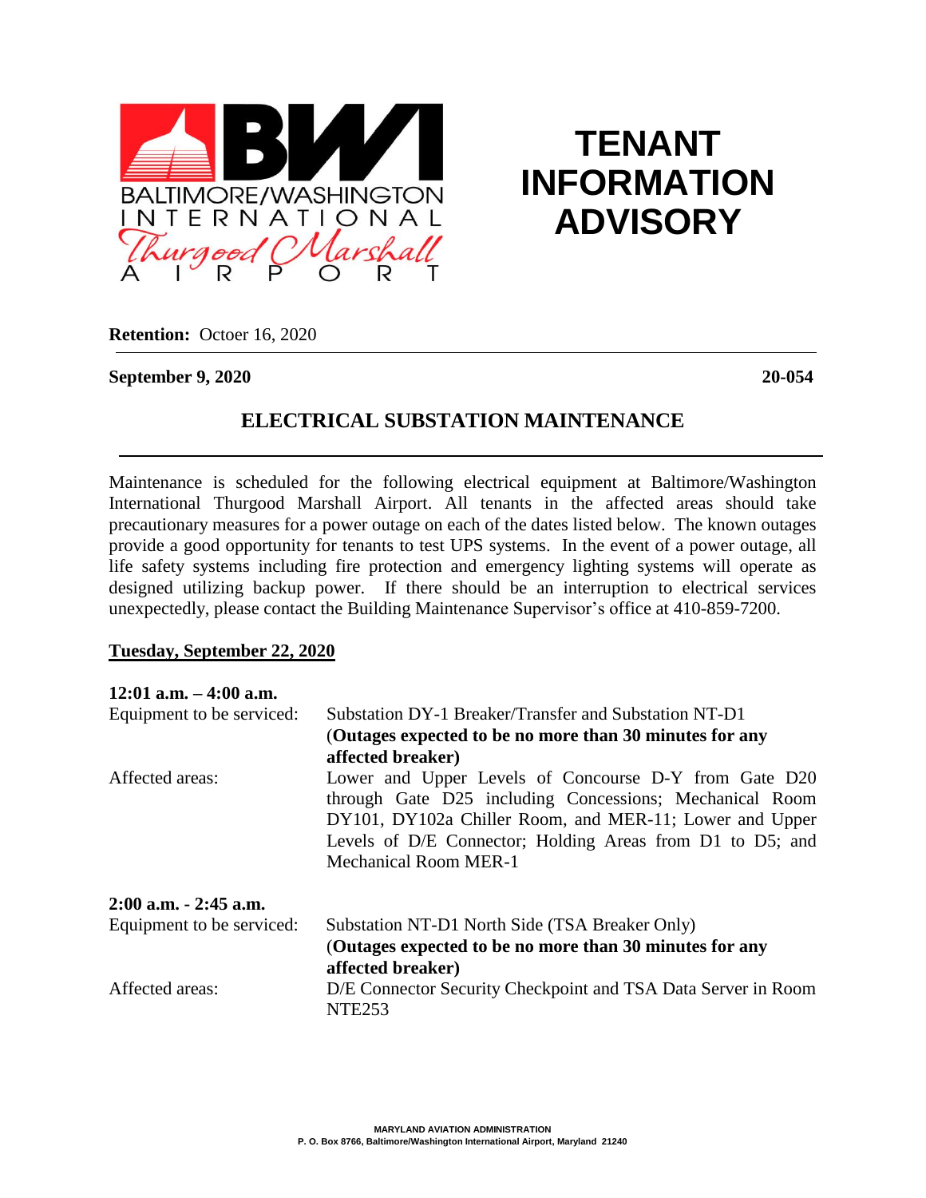BALTIMORE/WASHINGTON INTERNATIONAL Thurgood Marshall AIRPORT

# TENANT INFORMATION ADVISORY

**Retention:** Octoer 16, 2020

**September 9, 2020** **20-054**

## ELECTRICAL SUBSTATION MAINTENANCE

Maintenance is scheduled for the following electrical equipment at Baltimore/Washington International Thurgood Marshall Airport. All tenants in the affected areas should take precautionary measures for a power outage on each of the dates listed below. The known outages provide a good opportunity for tenants to test UPS systems. In the event of a power outage, all life safety systems including fire protection and emergency lighting systems will operate as designed utilizing backup power. If there should be an interruption to electrical services unexpectedly, please contact the Building Maintenance Supervisor's office at 410-859-7200.

**Tuesday, September 22, 2020**

**12:01 a.m. – 4:00 a.m.**

Equipment to be serviced: Substation DY-1 Breaker/Transfer and Substation NT-D1 (**Outages expected to be no more than 30 minutes for any affected breaker)**

Affected areas: Lower and Upper Levels of Concourse D-Y from Gate D20 through Gate D25 including Concessions; Mechanical Room DY101, DY102a Chiller Room, and MER-11; Lower and Upper Levels of D/E Connector; Holding Areas from D1 to D5; and Mechanical Room MER-1

**2:00 a.m. - 2:45 a.m.**

Equipment to be serviced: Substation NT-D1 North Side (TSA Breaker Only) (**Outages expected to be no more than 30 minutes for any affected breaker)**

Affected areas: D/E Connector Security Checkpoint and TSA Data Server in Room NTE253

MARYLAND AVIATION ADMINISTRATION
P. O. Box 8766, Baltimore/Washington International Airport, Maryland 21240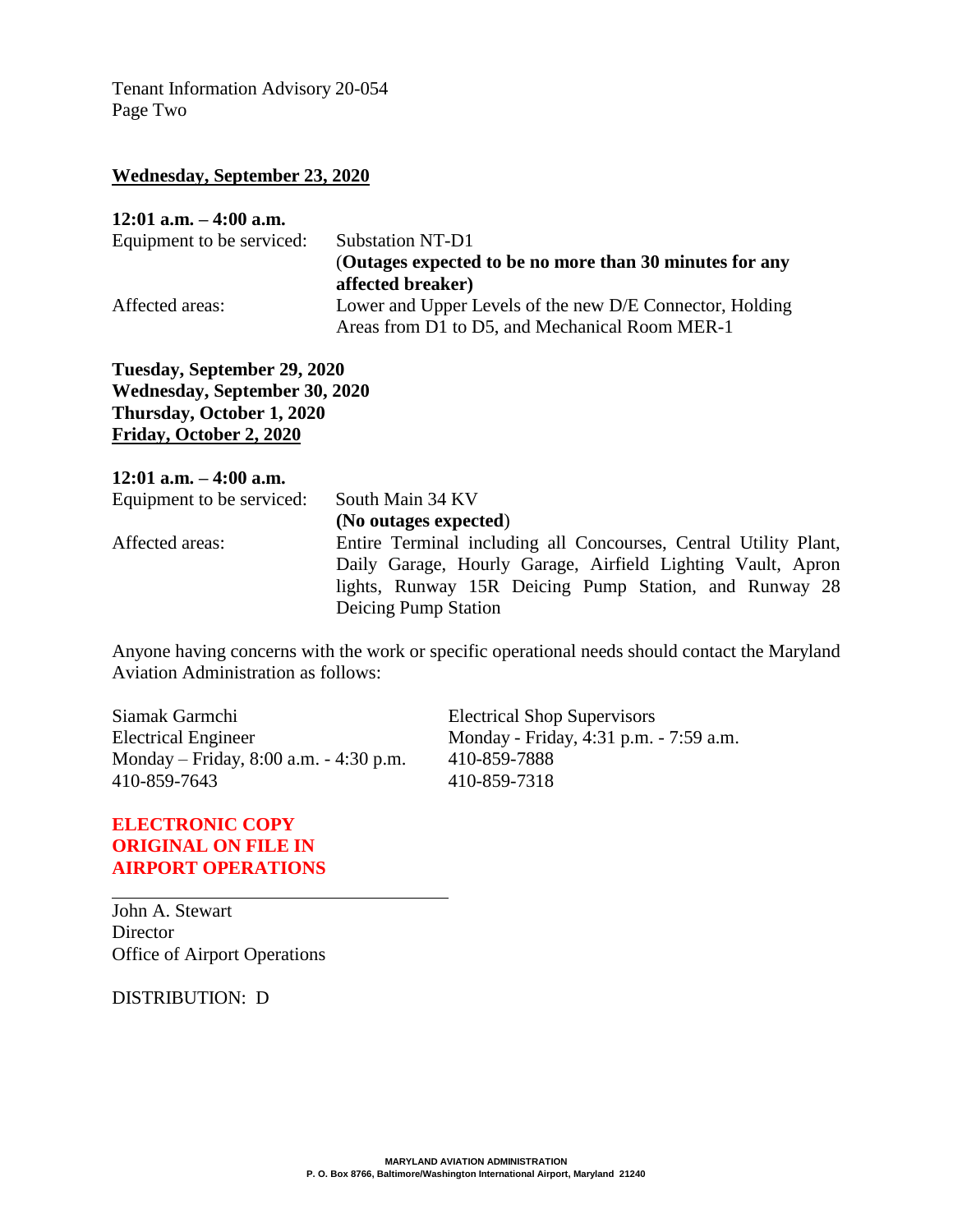**Wednesday, September 23, 2020**

**12:01 a.m. – 4:00 a.m.**

| | |
|---|---|
| Equipment to be serviced: | Substation NT-D1 (**Outages expected to be no more than 30 minutes for any affected breaker)** |
| Affected areas: | Lower and Upper Levels of the new D/E Connector, Holding Areas from D1 to D5, and Mechanical Room MER-1 |

**Tuesday, September 29, 2020**
**Wednesday, September 30, 2020**
**Thursday, October 1, 2020**
**Friday, October 2, 2020**

**12:01 a.m. – 4:00 a.m.**

| | |
|---|---|
| Equipment to be serviced: | South Main 34 KV **(No outages expected**) |
| Affected areas: | Entire Terminal including all Concourses, Central Utility Plant, Daily Garage, Hourly Garage, Airfield Lighting Vault, Apron lights, Runway 15R Deicing Pump Station, and Runway 28 Deicing Pump Station |

Anyone having concerns with the work or specific operational needs should contact the Maryland Aviation Administration as follows:

| | |
|---|---|
| Siamak Garmchi | Electrical Shop Supervisors |
| Electrical Engineer | Monday - Friday, 4:31 p.m. - 7:59 a.m. |
| Monday – Friday, 8:00 a.m. - 4:30 p.m. | 410-859-7888 |
| 410-859-7643 | 410-859-7318 |

**ELECTRONIC COPY**
**ORIGINAL ON FILE IN**
**AIRPORT OPERATIONS**

John A. Stewart
Director
Office of Airport Operations

DISTRIBUTION: D

MARYLAND AVIATION ADMINISTRATION
P. O. Box 8766, Baltimore/Washington International Airport, Maryland 21240